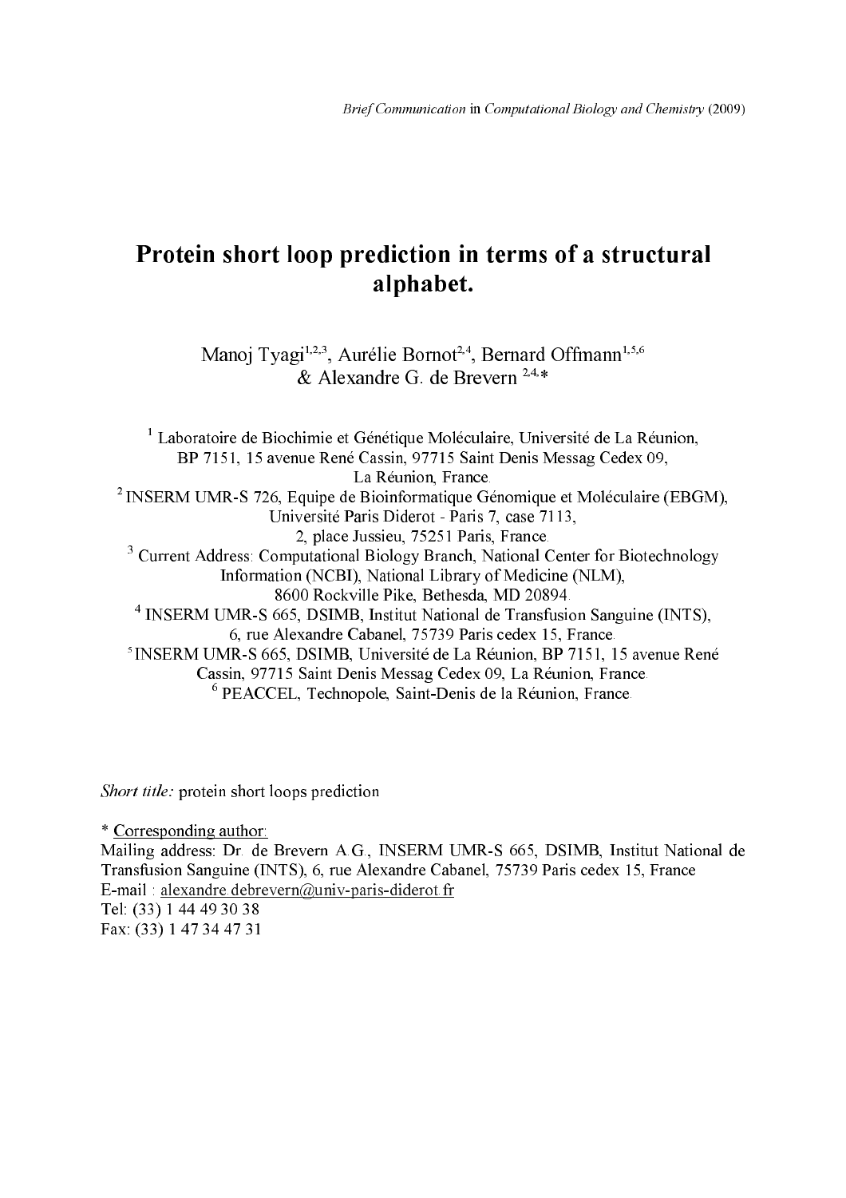*Brief Communication* in *Computational Biology and Chemistry* (2009)

# Protein short loop prediction in terms of a structural alphabet.

Manoj Tyagi[1,2,3], Aurélie Bornot[2,4], Bernard Offmann[1,5,6] & Alexandre G. de Brevern [2,4,*]

[1] Laboratoire de Biochimie et Génétique Moléculaire, Université de La Réunion, BP 7151, 15 avenue René Cassin, 97715 Saint Denis Messag Cedex 09, La Réunion, France.

[2] INSERM UMR-S 726, Equipe de Bioinformatique Génomique et Moléculaire (EBGM), Université Paris Diderot - Paris 7, case 7113, 2, place Jussieu, 75251 Paris, France.

[3] Current Address: Computational Biology Branch, National Center for Biotechnology Information (NCBI), National Library of Medicine (NLM), 8600 Rockville Pike, Bethesda, MD 20894.

[4] INSERM UMR-S 665, DSIMB, Institut National de Transfusion Sanguine (INTS), 6, rue Alexandre Cabanel, 75739 Paris cedex 15, France.

[5] INSERM UMR-S 665, DSIMB, Université de La Réunion, BP 7151, 15 avenue René Cassin, 97715 Saint Denis Messag Cedex 09, La Réunion, France.

[6] PEACCEL, Technopole, Saint-Denis de la Réunion, France.

*Short title:* protein short loops prediction

\* Corresponding author:
Mailing address: Dr. de Brevern A.G., INSERM UMR-S 665, DSIMB, Institut National de Transfusion Sanguine (INTS), 6, rue Alexandre Cabanel, 75739 Paris cedex 15, France
E-mail : alexandre.debrevern@univ-paris-diderot.fr
Tel: (33) 1 44 49 30 38
Fax: (33) 1 47 34 47 31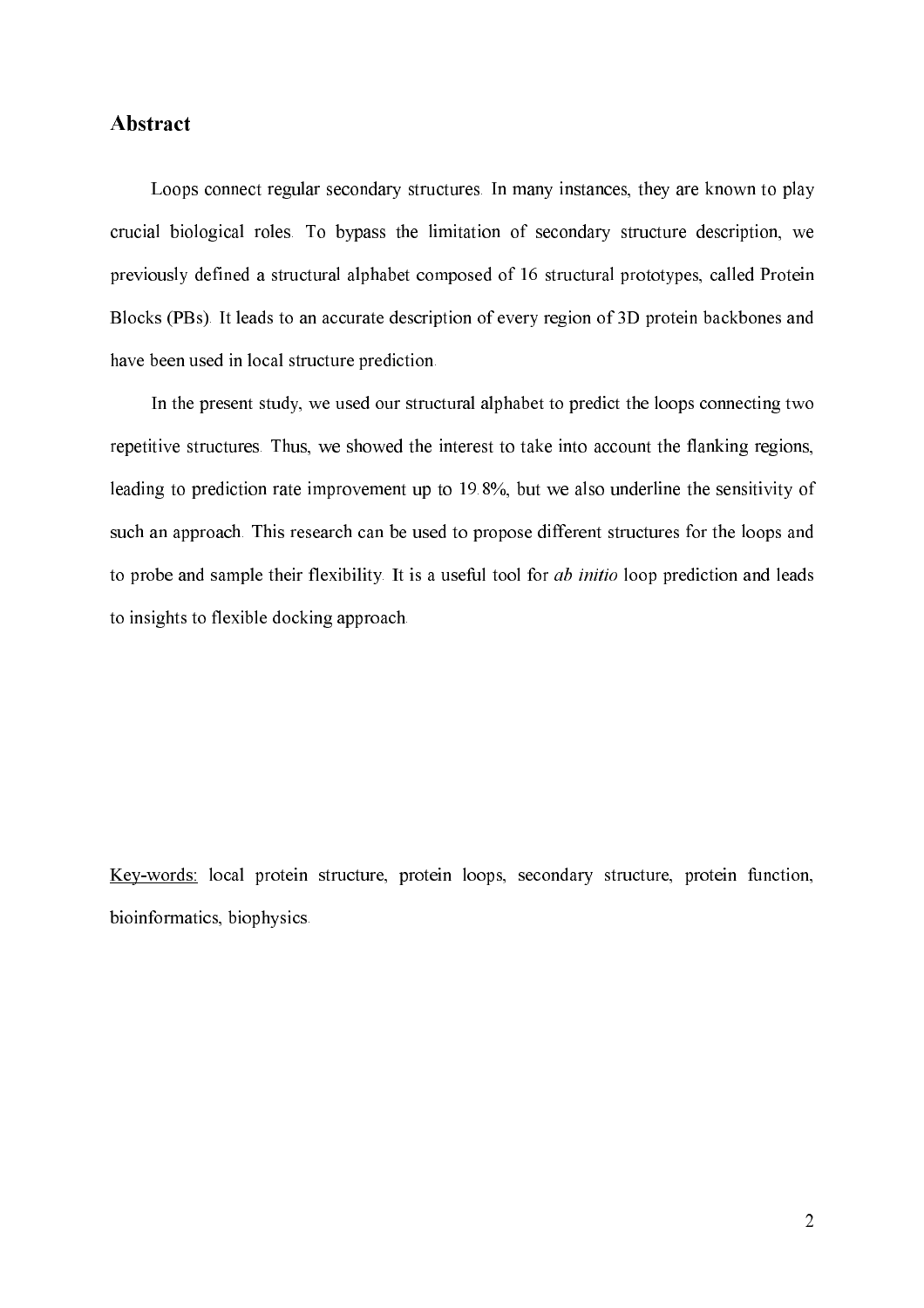## Abstract

Loops connect regular secondary structures. In many instances, they are known to play crucial biological roles. To bypass the limitation of secondary structure description, we previously defined a structural alphabet composed of 16 structural prototypes, called Protein Blocks (PBs). It leads to an accurate description of every region of 3D protein backbones and have been used in local structure prediction.

In the present study, we used our structural alphabet to predict the loops connecting two repetitive structures. Thus, we showed the interest to take into account the flanking regions, leading to prediction rate improvement up to 19.8%, but we also underline the sensitivity of such an approach. This research can be used to propose different structures for the loops and to probe and sample their flexibility. It is a useful tool for *ab initio* loop prediction and leads to insights to flexible docking approach.

Key-words: local protein structure, protein loops, secondary structure, protein function, bioinformatics, biophysics.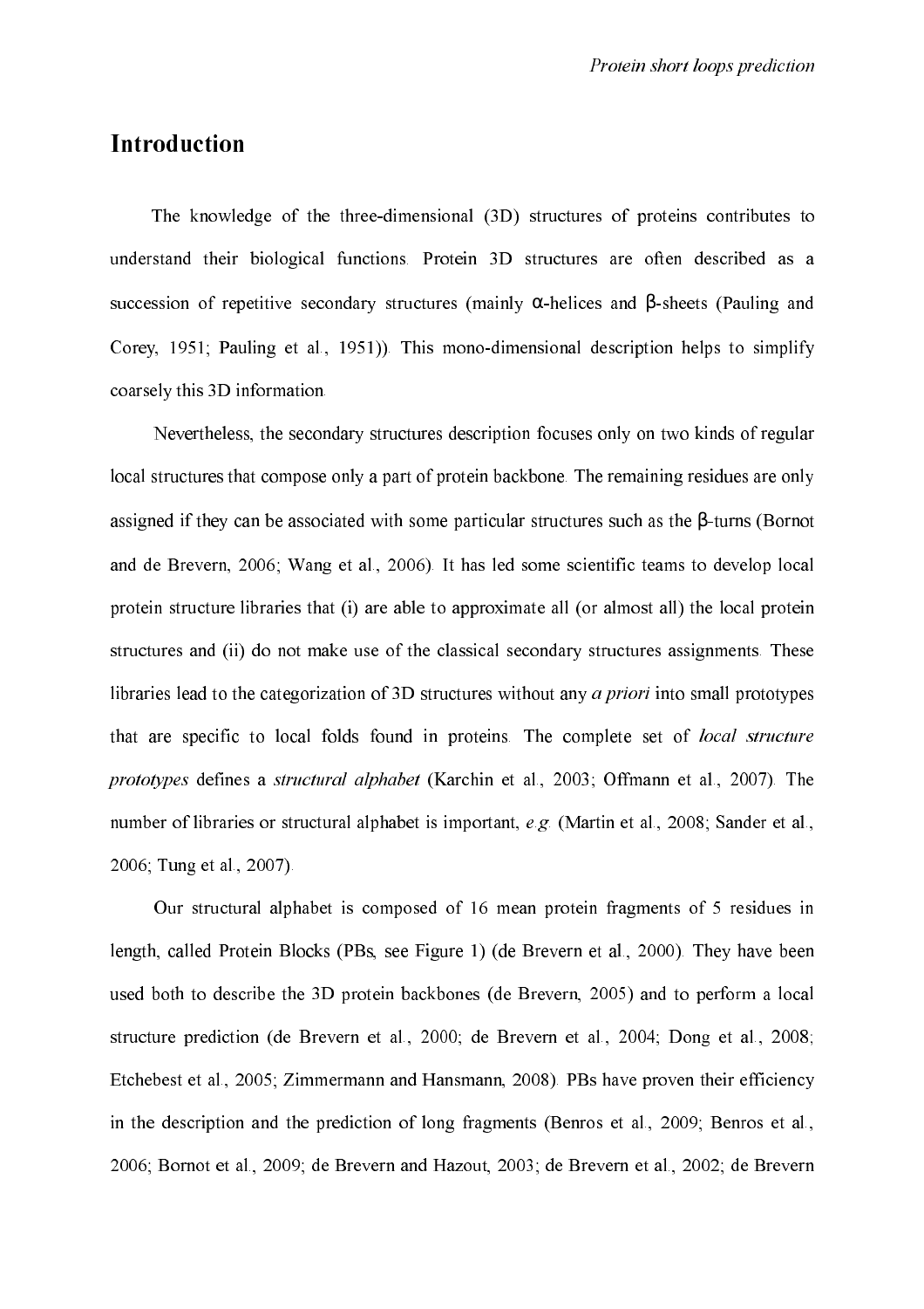## Introduction

The knowledge of the three-dimensional (3D) structures of proteins contributes to understand their biological functions. Protein 3D structures are often described as a succession of repetitive secondary structures (mainly α-helices and β-sheets (Pauling and Corey, 1951; Pauling et al., 1951)). This mono-dimensional description helps to simplify coarsely this 3D information.

Nevertheless, the secondary structures description focuses only on two kinds of regular local structures that compose only a part of protein backbone. The remaining residues are only assigned if they can be associated with some particular structures such as the β-turns (Bornot and de Brevern, 2006; Wang et al., 2006). It has led some scientific teams to develop local protein structure libraries that (i) are able to approximate all (or almost all) the local protein structures and (ii) do not make use of the classical secondary structures assignments. These libraries lead to the categorization of 3D structures without any *a priori* into small prototypes that are specific to local folds found in proteins. The complete set of *local structure prototypes* defines a *structural alphabet* (Karchin et al., 2003; Offmann et al., 2007). The number of libraries or structural alphabet is important, *e.g.* (Martin et al., 2008; Sander et al., 2006; Tung et al., 2007).

Our structural alphabet is composed of 16 mean protein fragments of 5 residues in length, called Protein Blocks (PBs, see Figure 1) (de Brevern et al., 2000). They have been used both to describe the 3D protein backbones (de Brevern, 2005) and to perform a local structure prediction (de Brevern et al., 2000; de Brevern et al., 2004; Dong et al., 2008; Etchebest et al., 2005; Zimmermann and Hansmann, 2008). PBs have proven their efficiency in the description and the prediction of long fragments (Benros et al., 2009; Benros et al., 2006; Bornot et al., 2009; de Brevern and Hazout, 2003; de Brevern et al., 2002; de Brevern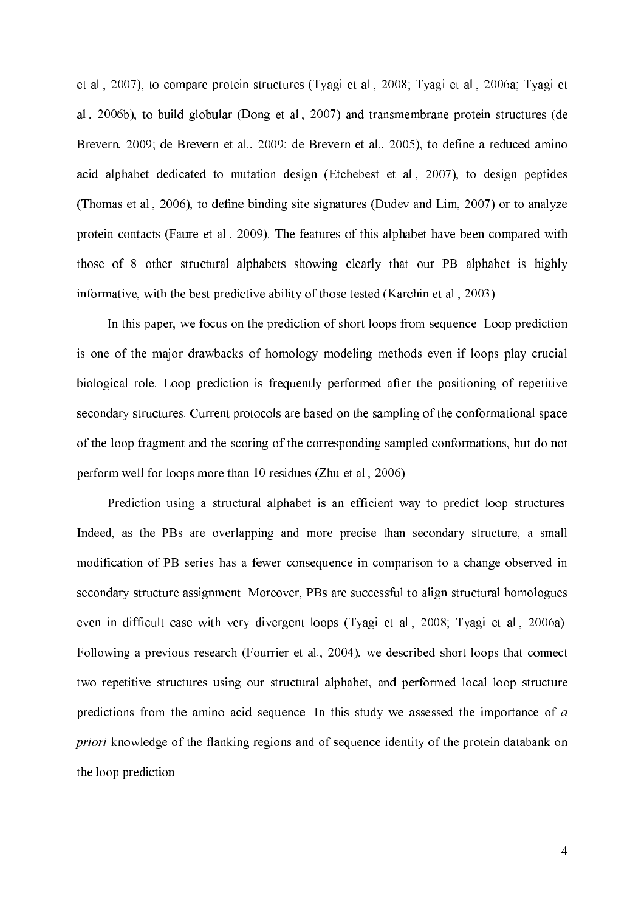et al., 2007), to compare protein structures (Tyagi et al., 2008; Tyagi et al., 2006a; Tyagi et al., 2006b), to build globular (Dong et al., 2007) and transmembrane protein structures (de Brevern, 2009; de Brevern et al., 2009; de Brevern et al., 2005), to define a reduced amino acid alphabet dedicated to mutation design (Etchebest et al., 2007), to design peptides (Thomas et al., 2006), to define binding site signatures (Dudev and Lim, 2007) or to analyze protein contacts (Faure et al., 2009). The features of this alphabet have been compared with those of 8 other structural alphabets showing clearly that our PB alphabet is highly informative, with the best predictive ability of those tested (Karchin et al., 2003).

In this paper, we focus on the prediction of short loops from sequence. Loop prediction is one of the major drawbacks of homology modeling methods even if loops play crucial biological role. Loop prediction is frequently performed after the positioning of repetitive secondary structures. Current protocols are based on the sampling of the conformational space of the loop fragment and the scoring of the corresponding sampled conformations, but do not perform well for loops more than 10 residues (Zhu et al., 2006).

Prediction using a structural alphabet is an efficient way to predict loop structures. Indeed, as the PBs are overlapping and more precise than secondary structure, a small modification of PB series has a fewer consequence in comparison to a change observed in secondary structure assignment. Moreover, PBs are successful to align structural homologues even in difficult case with very divergent loops (Tyagi et al., 2008; Tyagi et al., 2006a). Following a previous research (Fourrier et al., 2004), we described short loops that connect two repetitive structures using our structural alphabet, and performed local loop structure predictions from the amino acid sequence. In this study we assessed the importance of *a priori* knowledge of the flanking regions and of sequence identity of the protein databank on the loop prediction.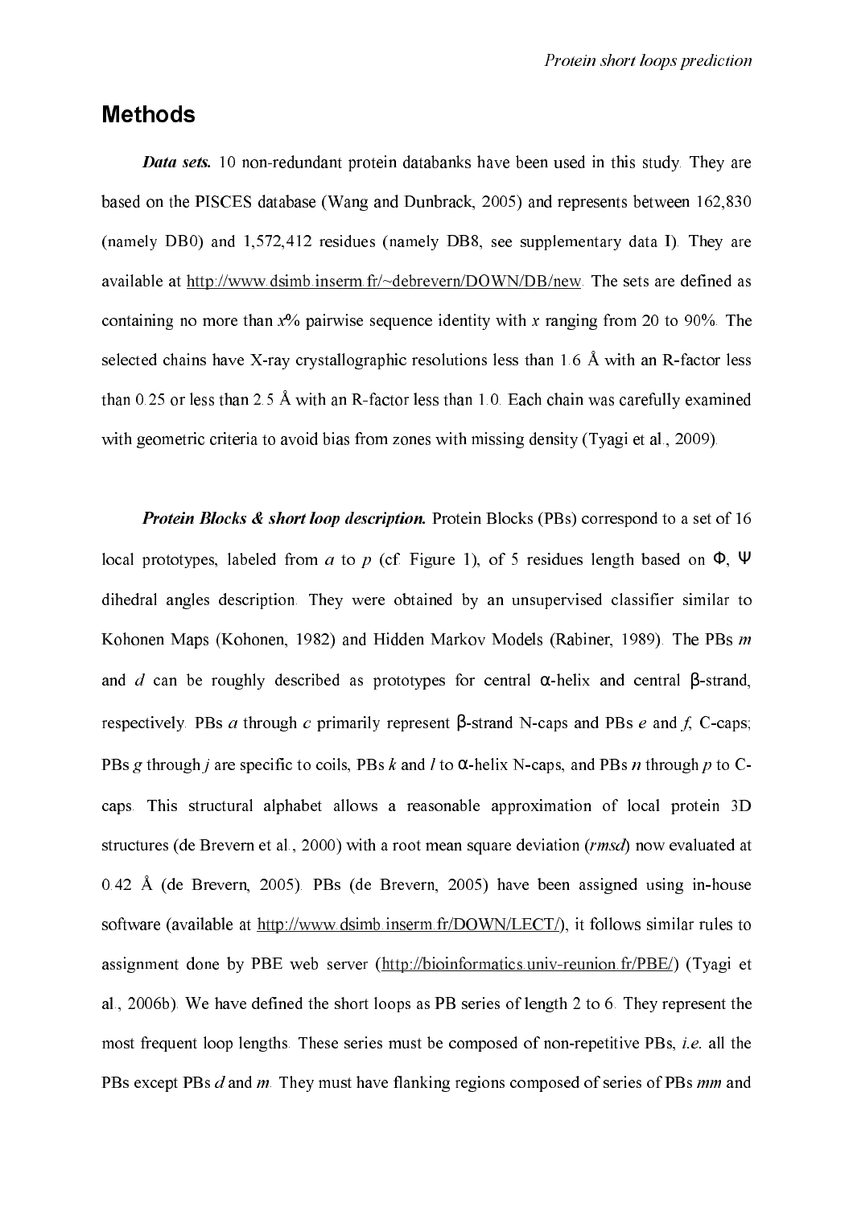## Methods

***Data sets.*** 10 non-redundant protein databanks have been used in this study. They are based on the PISCES database (Wang and Dunbrack, 2005) and represents between 162,830 (namely DB0) and 1,572,412 residues (namely DB8, see supplementary data I). They are available at http://www.dsimb.inserm.fr/~debrevern/DOWN/DB/new. The sets are defined as containing no more than $x$% pairwise sequence identity with $x$ ranging from 20 to 90%. The selected chains have X-ray crystallographic resolutions less than 1.6 Å with an R-factor less than 0.25 or less than 2.5 Å with an R-factor less than 1.0. Each chain was carefully examined with geometric criteria to avoid bias from zones with missing density (Tyagi et al., 2009).

***Protein Blocks & short loop description.*** Protein Blocks (PBs) correspond to a set of 16 local prototypes, labeled from *a* to *p* (cf. Figure 1), of 5 residues length based on Φ, Ψ dihedral angles description. They were obtained by an unsupervised classifier similar to Kohonen Maps (Kohonen, 1982) and Hidden Markov Models (Rabiner, 1989). The PBs *m* and *d* can be roughly described as prototypes for central α-helix and central β-strand, respectively. PBs *a* through *c* primarily represent β-strand N-caps and PBs *e* and *f*, C-caps; PBs *g* through *j* are specific to coils, PBs *k* and *l* to α-helix N-caps, and PBs *n* through *p* to C-caps. This structural alphabet allows a reasonable approximation of local protein 3D structures (de Brevern et al., 2000) with a root mean square deviation (*rmsd*) now evaluated at 0.42 Å (de Brevern, 2005). PBs (de Brevern, 2005) have been assigned using in-house software (available at http://www.dsimb.inserm.fr/DOWN/LECT/), it follows similar rules to assignment done by PBE web server (http://bioinformatics.univ-reunion.fr/PBE/) (Tyagi et al., 2006b). We have defined the short loops as PB series of length 2 to 6. They represent the most frequent loop lengths. These series must be composed of non-repetitive PBs, *i.e.* all the PBs except PBs *d* and *m*. They must have flanking regions composed of series of PBs *mm* and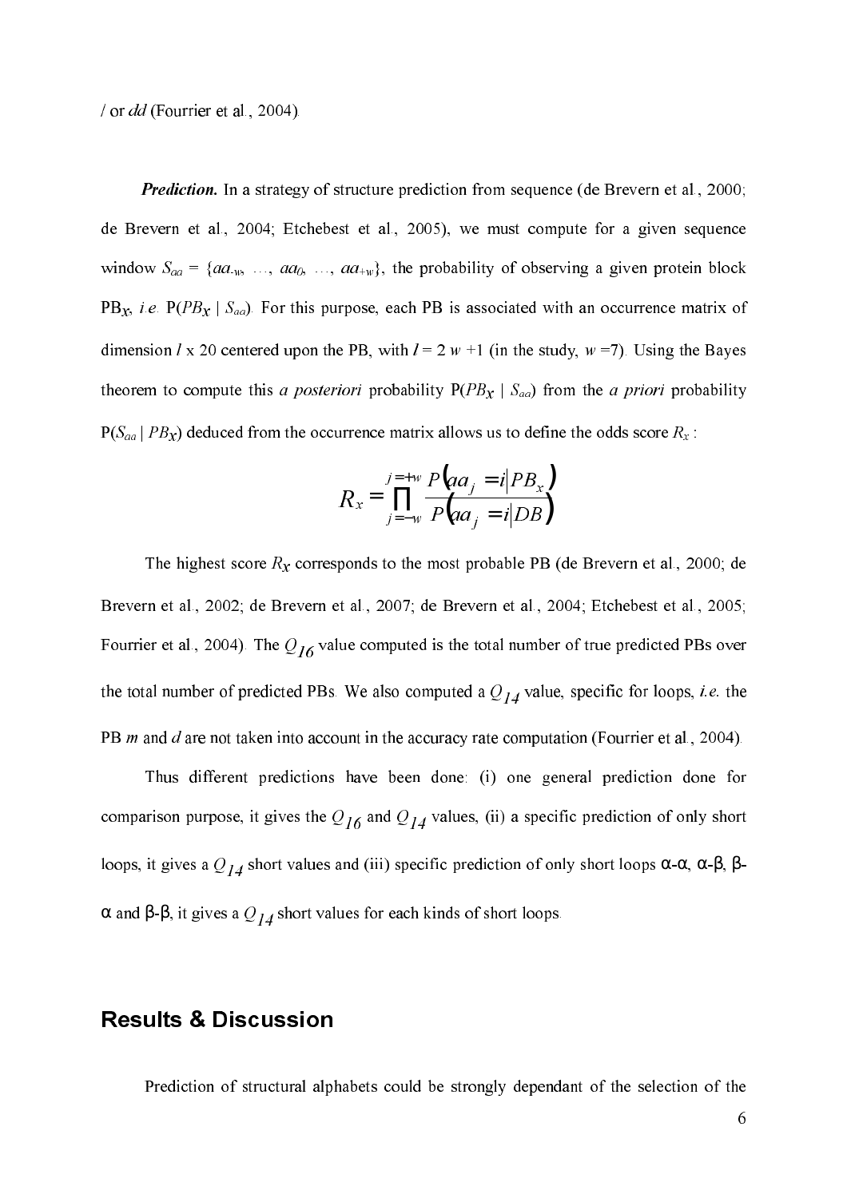/ or *dd* (Fourrier et al., 2004).

***Prediction.*** In a strategy of structure prediction from sequence (de Brevern et al., 2000; de Brevern et al., 2004; Etchebest et al., 2005), we must compute for a given sequence window $S_{aa} = \{aa_{-w}, \ldots, aa_0, \ldots, aa_{+w}\}$, the probability of observing a given protein block $PB_X$, *i.e.* $P(PB_X \mid S_{aa})$. For this purpose, each PB is associated with an occurrence matrix of dimension $l$ x 20 centered upon the PB, with $l = 2\,w + 1$ (in the study, $w = 7$). Using the Bayes theorem to compute this *a posteriori* probability $P(PB_X \mid S_{aa})$ from the *a priori* probability $P(S_{aa} \mid PB_X)$ deduced from the occurrence matrix allows us to define the odds score $R_x$ :

$$R_x = \prod_{j=-w}^{j=+w} \frac{P\left(aa_j = i \middle| PB_x\right)}{P\left(aa_j = i \middle| DB\right)}$$

The highest score $R_X$ corresponds to the most probable PB (de Brevern et al., 2000; de Brevern et al., 2002; de Brevern et al., 2007; de Brevern et al., 2004; Etchebest et al., 2005; Fourrier et al., 2004). The $Q_{16}$ value computed is the total number of true predicted PBs over the total number of predicted PBs. We also computed a $Q_{14}$ value, specific for loops, *i.e.* the PB *m* and *d* are not taken into account in the accuracy rate computation (Fourrier et al., 2004).

Thus different predictions have been done: (i) one general prediction done for comparison purpose, it gives the $Q_{16}$ and $Q_{14}$ values, (ii) a specific prediction of only short loops, it gives a $Q_{14}$ short values and (iii) specific prediction of only short loops α-α, α-β, β-α and β-β, it gives a $Q_{14}$ short values for each kinds of short loops.

## Results & Discussion

Prediction of structural alphabets could be strongly dependant of the selection of the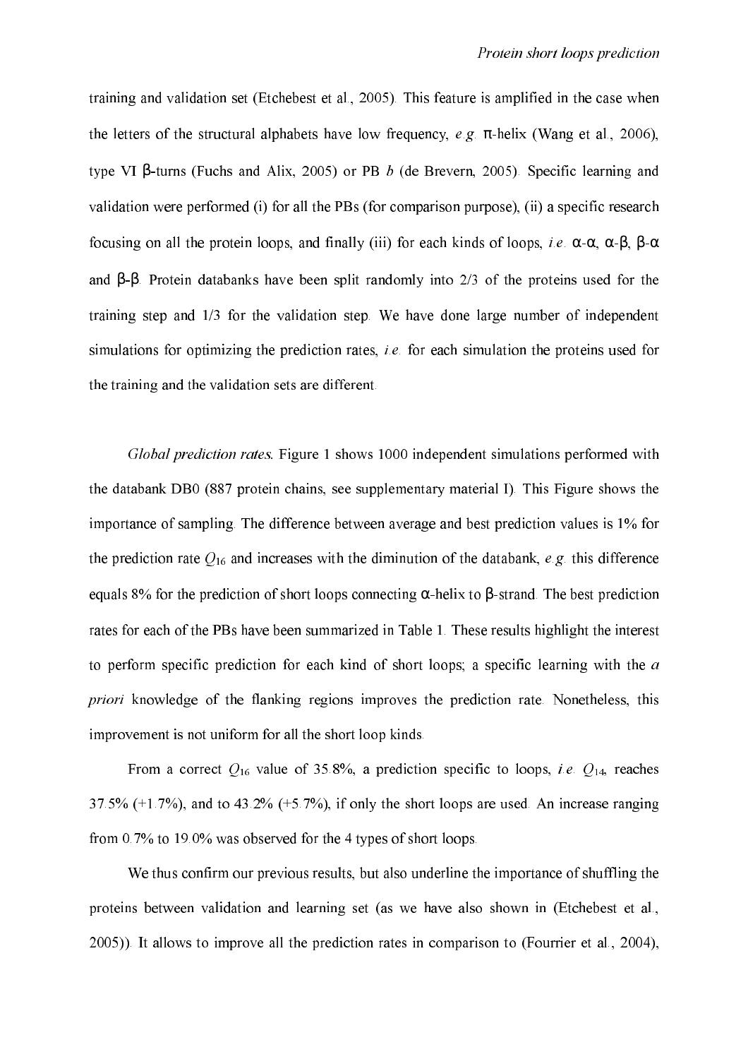training and validation set (Etchebest et al., 2005). This feature is amplified in the case when the letters of the structural alphabets have low frequency, *e.g.* π-helix (Wang et al., 2006), type VI β-turns (Fuchs and Alix, 2005) or PB *b* (de Brevern, 2005). Specific learning and validation were performed (i) for all the PBs (for comparison purpose), (ii) a specific research focusing on all the protein loops, and finally (iii) for each kinds of loops, *i.e.* α-α, α-β, β-α and β-β. Protein databanks have been split randomly into 2/3 of the proteins used for the training step and 1/3 for the validation step. We have done large number of independent simulations for optimizing the prediction rates, *i.e.* for each simulation the proteins used for the training and the validation sets are different.

*Global prediction rates.* Figure 1 shows 1000 independent simulations performed with the databank DB0 (887 protein chains, see supplementary material I). This Figure shows the importance of sampling. The difference between average and best prediction values is 1% for the prediction rate $Q_{16}$ and increases with the diminution of the databank, *e.g.* this difference equals 8% for the prediction of short loops connecting α-helix to β-strand. The best prediction rates for each of the PBs have been summarized in Table 1. These results highlight the interest to perform specific prediction for each kind of short loops; a specific learning with the *a priori* knowledge of the flanking regions improves the prediction rate. Nonetheless, this improvement is not uniform for all the short loop kinds.

From a correct $Q_{16}$ value of 35.8%, a prediction specific to loops, *i.e.* $Q_{14}$, reaches 37.5% (+1.7%), and to 43.2% (+5.7%), if only the short loops are used. An increase ranging from 0.7% to 19.0% was observed for the 4 types of short loops.

We thus confirm our previous results, but also underline the importance of shuffling the proteins between validation and learning set (as we have also shown in (Etchebest et al., 2005)). It allows to improve all the prediction rates in comparison to (Fourrier et al., 2004),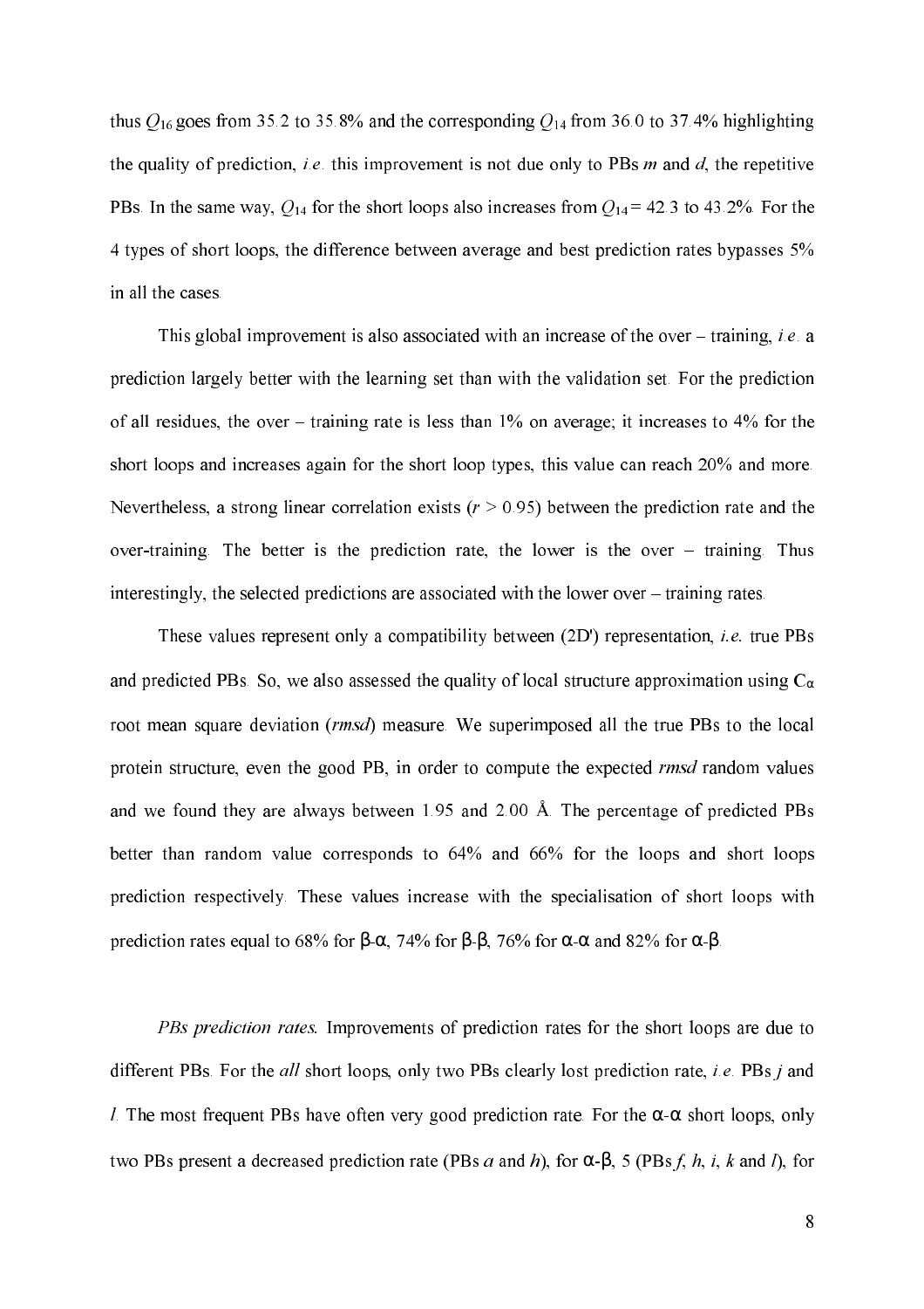thus $Q_{16}$ goes from 35.2 to 35.8% and the corresponding $Q_{14}$ from 36.0 to 37.4% highlighting the quality of prediction, *i.e.* this improvement is not due only to PBs *m* and *d*, the repetitive PBs. In the same way, $Q_{14}$ for the short loops also increases from $Q_{14}$ = 42.3 to 43.2%. For the 4 types of short loops, the difference between average and best prediction rates bypasses 5% in all the cases.

This global improvement is also associated with an increase of the over – training, *i.e.* a prediction largely better with the learning set than with the validation set. For the prediction of all residues, the over – training rate is less than 1% on average; it increases to 4% for the short loops and increases again for the short loop types, this value can reach 20% and more. Nevertheless, a strong linear correlation exists ($r > 0.95$) between the prediction rate and the over-training. The better is the prediction rate, the lower is the over – training. Thus interestingly, the selected predictions are associated with the lower over – training rates.

These values represent only a compatibility between (2D') representation, *i.e.* true PBs and predicted PBs. So, we also assessed the quality of local structure approximation using $C_\alpha$ root mean square deviation (*rmsd*) measure. We superimposed all the true PBs to the local protein structure, even the good PB, in order to compute the expected *rmsd* random values and we found they are always between 1.95 and 2.00 Å. The percentage of predicted PBs better than random value corresponds to 64% and 66% for the loops and short loops prediction respectively. These values increase with the specialisation of short loops with prediction rates equal to 68% for β-α, 74% for β-β, 76% for α-α and 82% for α-β.

*PBs prediction rates.* Improvements of prediction rates for the short loops are due to different PBs. For the *all* short loops, only two PBs clearly lost prediction rate, *i.e.* PBs *j* and *l*. The most frequent PBs have often very good prediction rate. For the α-α short loops, only two PBs present a decreased prediction rate (PBs *a* and *h*), for α-β, 5 (PBs *f*, *h*, *i*, *k* and *l*), for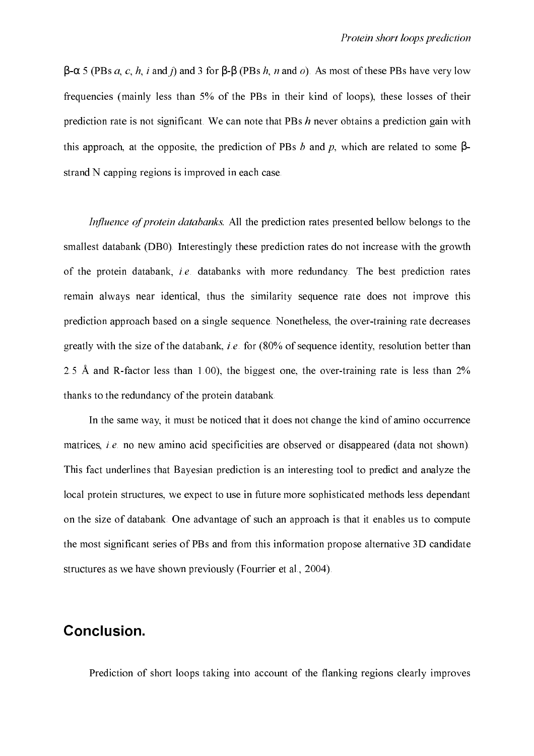β-α 5 (PBs *a*, *c*, *h*, *i* and *j*) and 3 for β-β (PBs *h*, *n* and *o*). As most of these PBs have very low frequencies (mainly less than 5% of the PBs in their kind of loops), these losses of their prediction rate is not significant. We can note that PBs *h* never obtains a prediction gain with this approach, at the opposite, the prediction of PBs *b* and *p*, which are related to some β-strand N capping regions is improved in each case.

*Influence of protein databanks*. All the prediction rates presented bellow belongs to the smallest databank (DB0). Interestingly these prediction rates do not increase with the growth of the protein databank, *i.e.* databanks with more redundancy. The best prediction rates remain always near identical, thus the similarity sequence rate does not improve this prediction approach based on a single sequence. Nonetheless, the over-training rate decreases greatly with the size of the databank, *i.e.* for (80% of sequence identity, resolution better than 2.5 Å and R-factor less than 1.00), the biggest one, the over-training rate is less than 2% thanks to the redundancy of the protein databank.

In the same way, it must be noticed that it does not change the kind of amino occurrence matrices, *i.e.* no new amino acid specificities are observed or disappeared (data not shown). This fact underlines that Bayesian prediction is an interesting tool to predict and analyze the local protein structures, we expect to use in future more sophisticated methods less dependant on the size of databank. One advantage of such an approach is that it enables us to compute the most significant series of PBs and from this information propose alternative 3D candidate structures as we have shown previously (Fourrier et al., 2004).

## Conclusion.

Prediction of short loops taking into account of the flanking regions clearly improves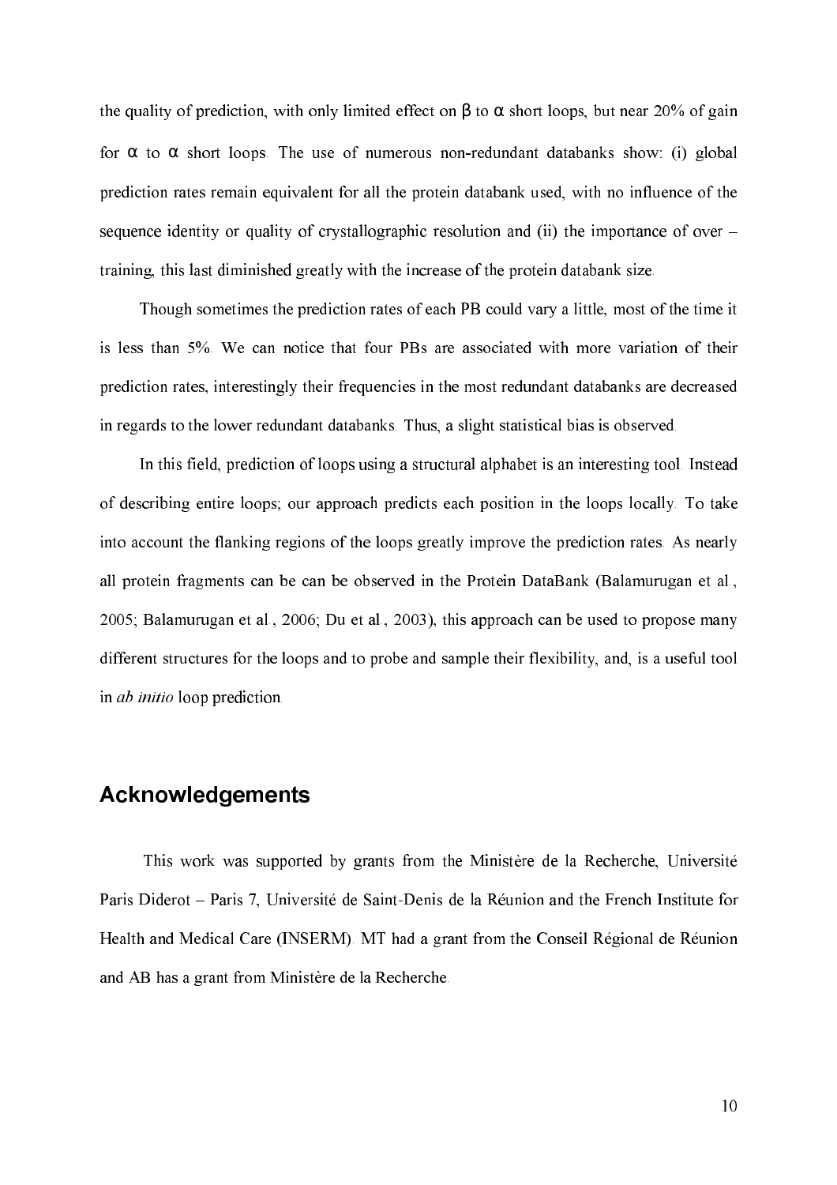the quality of prediction, with only limited effect on $\beta$ to $\alpha$ short loops, but near 20% of gain for $\alpha$ to $\alpha$ short loops. The use of numerous non-redundant databanks show: (i) global prediction rates remain equivalent for all the protein databank used, with no influence of the sequence identity or quality of crystallographic resolution and (ii) the importance of over – training, this last diminished greatly with the increase of the protein databank size.

Though sometimes the prediction rates of each PB could vary a little, most of the time it is less than 5%. We can notice that four PBs are associated with more variation of their prediction rates, interestingly their frequencies in the most redundant databanks are decreased in regards to the lower redundant databanks. Thus, a slight statistical bias is observed.

In this field, prediction of loops using a structural alphabet is an interesting tool. Instead of describing entire loops; our approach predicts each position in the loops locally. To take into account the flanking regions of the loops greatly improve the prediction rates. As nearly all protein fragments can be can be observed in the Protein DataBank (Balamurugan et al., 2005; Balamurugan et al., 2006; Du et al., 2003), this approach can be used to propose many different structures for the loops and to probe and sample their flexibility, and, is a useful tool in *ab initio* loop prediction.

## Acknowledgements

This work was supported by grants from the Ministère de la Recherche, Université Paris Diderot – Paris 7, Université de Saint-Denis de la Réunion and the French Institute for Health and Medical Care (INSERM). MT had a grant from the Conseil Régional de Réunion and AB has a grant from Ministère de la Recherche.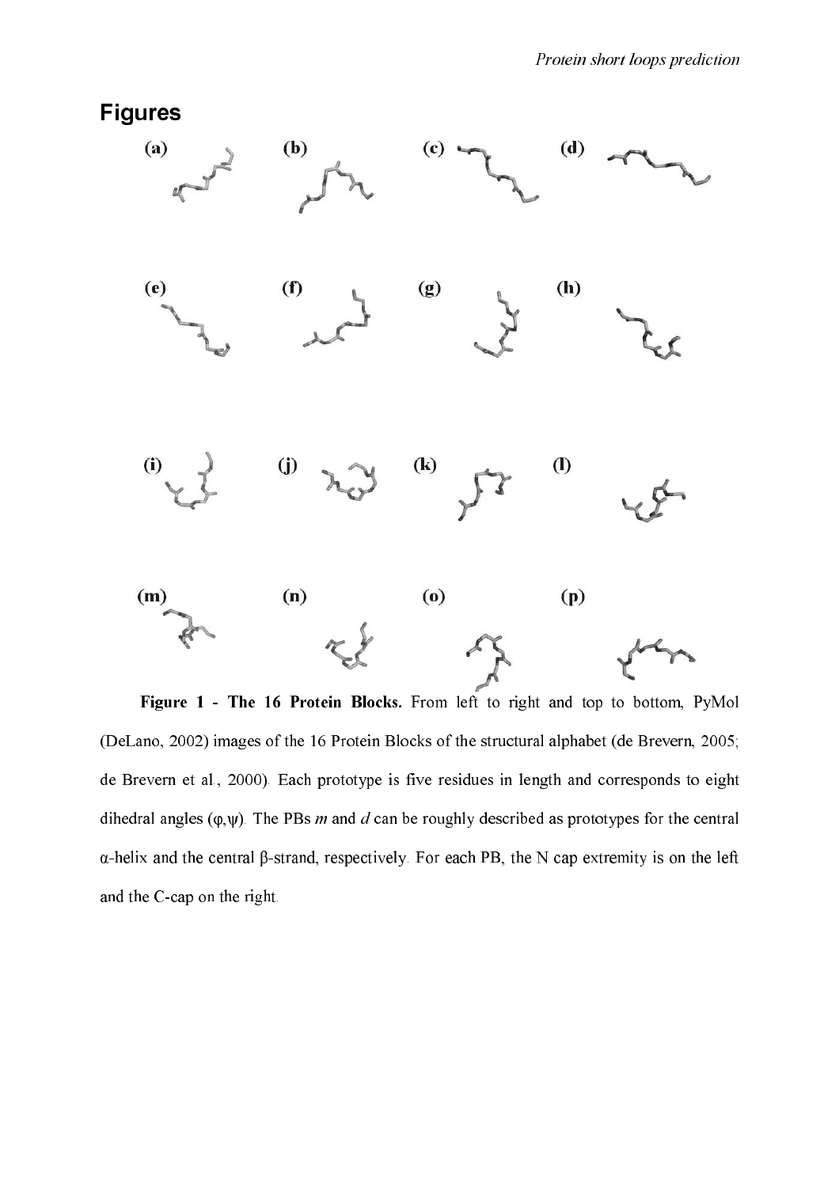## Figures

(a) (b) (c) (d)

(e) (f) (g) (h)

(i) (j) (k) (l)

(m) (n) (o) (p)

**Figure 1 - The 16 Protein Blocks.** From left to right and top to bottom, PyMol (DeLano, 2002) images of the 16 Protein Blocks of the structural alphabet (de Brevern, 2005; de Brevern et al., 2000). Each prototype is five residues in length and corresponds to eight dihedral angles ($\varphi$,$\psi$). The PBs *m* and *d* can be roughly described as prototypes for the central $\alpha$-helix and the central $\beta$-strand, respectively. For each PB, the N cap extremity is on the left and the C-cap on the right.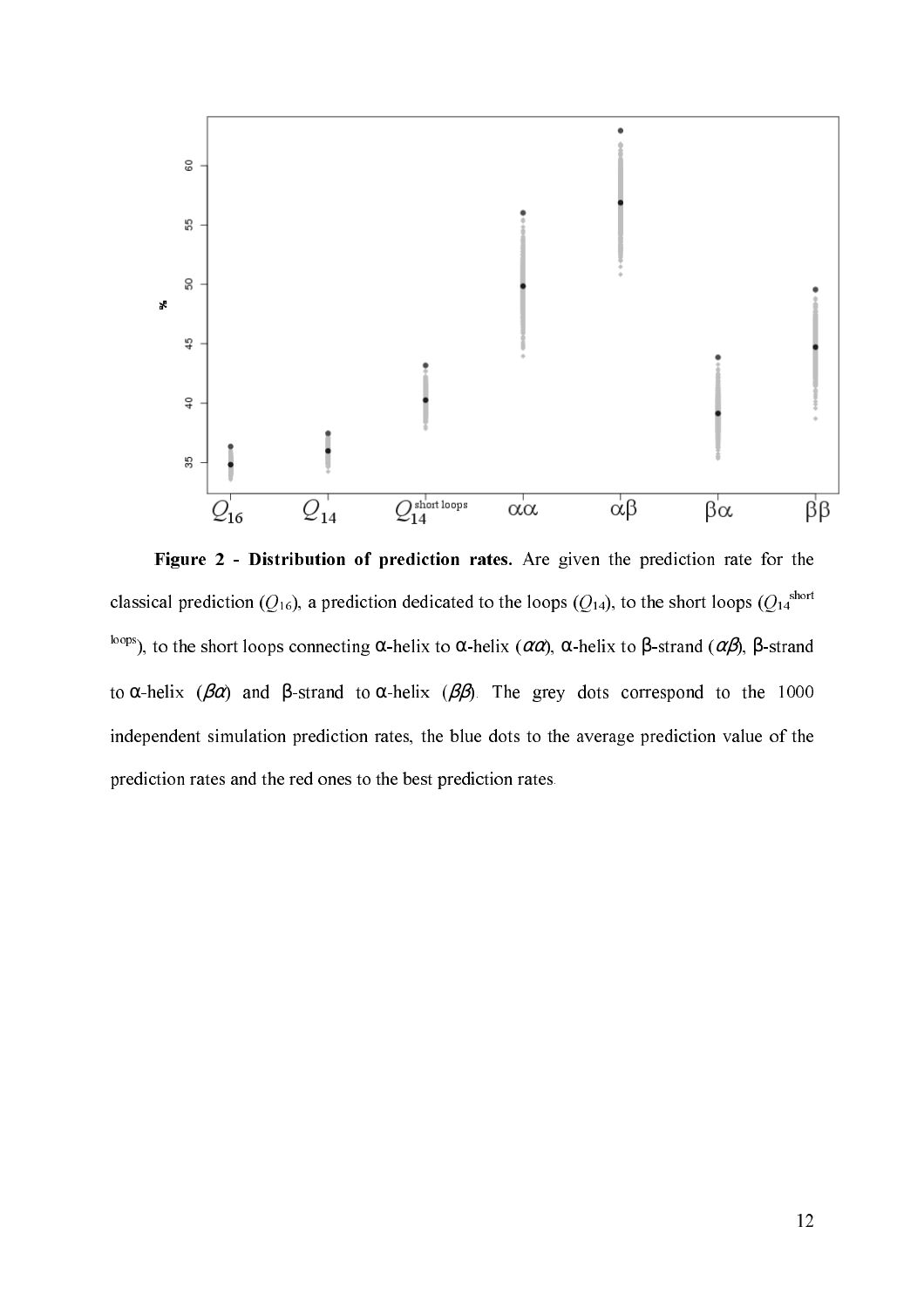**Figure 2 - Distribution of prediction rates.** Are given the prediction rate for the classical prediction ($Q_{16}$), a prediction dedicated to the loops ($Q_{14}$), to the short loops ($Q_{14}^{\text{short loops}}$), to the short loops connecting α-helix to α-helix (*αα*), α-helix to β-strand (*αβ*), β-strand to α-helix (*βα*) and β-strand to α-helix (*ββ*). The grey dots correspond to the 1000 independent simulation prediction rates, the blue dots to the average prediction value of the prediction rates and the red ones to the best prediction rates.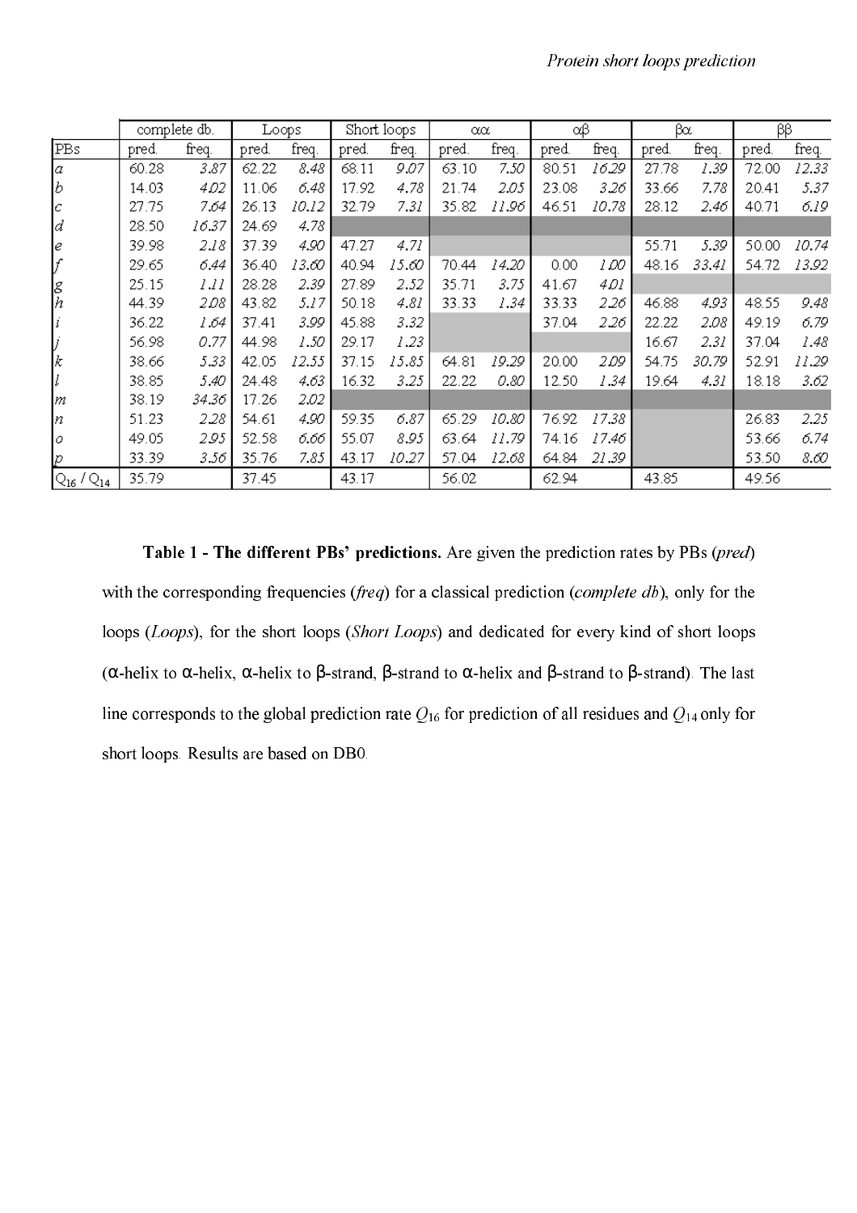| | complete db. | | Loops | | Short loops | | αα | | αβ | | βα | | ββ | |
|---|---|---|---|---|---|---|---|---|---|---|---|---|---|---|
| PBs | pred. | freq. | pred. | freq. | pred. | freq. | pred. | freq. | pred. | freq. | pred. | freq. | pred. | freq. |
| *a* | 60.28 | *3.87* | 62.22 | *8.48* | 68.11 | *9.07* | 63.10 | *7.50* | 80.51 | *16.29* | 27.78 | *1.39* | 72.00 | *12.33* |
| *b* | 14.03 | *4.02* | 11.06 | *6.48* | 17.92 | *4.78* | 21.74 | *2.05* | 23.08 | *3.26* | 33.66 | *7.78* | 20.41 | *5.37* |
| *c* | 27.75 | *7.64* | 26.13 | *10.12* | 32.79 | *7.31* | 35.82 | *11.96* | 46.51 | *10.78* | 28.12 | *2.46* | 40.71 | *6.19* |
| *d* | 28.50 | *16.37* | 24.69 | *4.78* | | | | | | | | | | |
| *e* | 39.98 | *2.18* | 37.39 | *4.90* | 47.27 | *4.71* | | | | | 55.71 | *5.39* | 50.00 | *10.74* |
| *f* | 29.65 | *6.44* | 36.40 | *13.60* | 40.94 | *15.60* | 70.44 | *14.20* | 0.00 | *1.00* | 48.16 | *33.41* | 54.72 | *13.92* |
| *g* | 25.15 | *1.11* | 28.28 | *2.39* | 27.89 | *2.52* | 35.71 | *3.75* | 41.67 | *4.01* | | | | |
| *h* | 44.39 | *2.08* | 43.82 | *5.17* | 50.18 | *4.81* | 33.33 | *1.34* | 33.33 | *2.26* | 46.88 | *4.93* | 48.55 | *9.48* |
| *i* | 36.22 | *1.64* | 37.41 | *3.99* | 45.88 | *3.32* | | | 37.04 | *2.26* | 22.22 | *2.08* | 49.19 | *6.79* |
| *j* | 56.98 | *0.77* | 44.98 | *1.50* | 29.17 | *1.23* | | | | | 16.67 | *2.31* | 37.04 | *1.48* |
| *k* | 38.66 | *5.33* | 42.05 | *12.55* | 37.15 | *15.85* | 64.81 | *19.29* | 20.00 | *2.09* | 54.75 | *30.79* | 52.91 | *11.29* |
| *l* | 38.85 | *5.40* | 24.48 | *4.63* | 16.32 | *3.25* | 22.22 | *0.80* | 12.50 | *1.34* | 19.64 | *4.31* | 18.18 | *3.62* |
| *m* | 38.19 | *34.36* | 17.26 | *2.02* | | | | | | | | | | |
| *n* | 51.23 | *2.28* | 54.61 | *4.90* | 59.35 | *6.87* | 65.29 | *10.80* | 76.92 | *17.38* | | | 26.83 | *2.25* |
| *o* | 49.05 | *2.95* | 52.58 | *6.66* | 55.07 | *8.95* | 63.64 | *11.79* | 74.16 | *17.46* | | | 53.66 | *6.74* |
| *p* | 33.39 | *3.56* | 35.76 | *7.85* | 43.17 | *10.27* | 57.04 | *12.68* | 64.84 | *21.39* | | | 53.50 | *8.60* |
| $Q_{16}$ / $Q_{14}$ | 35.79 | | 37.45 | | 43.17 | | 56.02 | | 62.94 | | 43.85 | | 49.56 | |

**Table 1 - The different PBs' predictions.** Are given the prediction rates by PBs (*pred*) with the corresponding frequencies (*freq*) for a classical prediction (*complete db*), only for the loops (*Loops*), for the short loops (*Short Loops*) and dedicated for every kind of short loops (α-helix to α-helix, α-helix to β-strand, β-strand to α-helix and β-strand to β-strand). The last line corresponds to the global prediction rate $Q_{16}$ for prediction of all residues and $Q_{14}$ only for short loops. Results are based on DB0.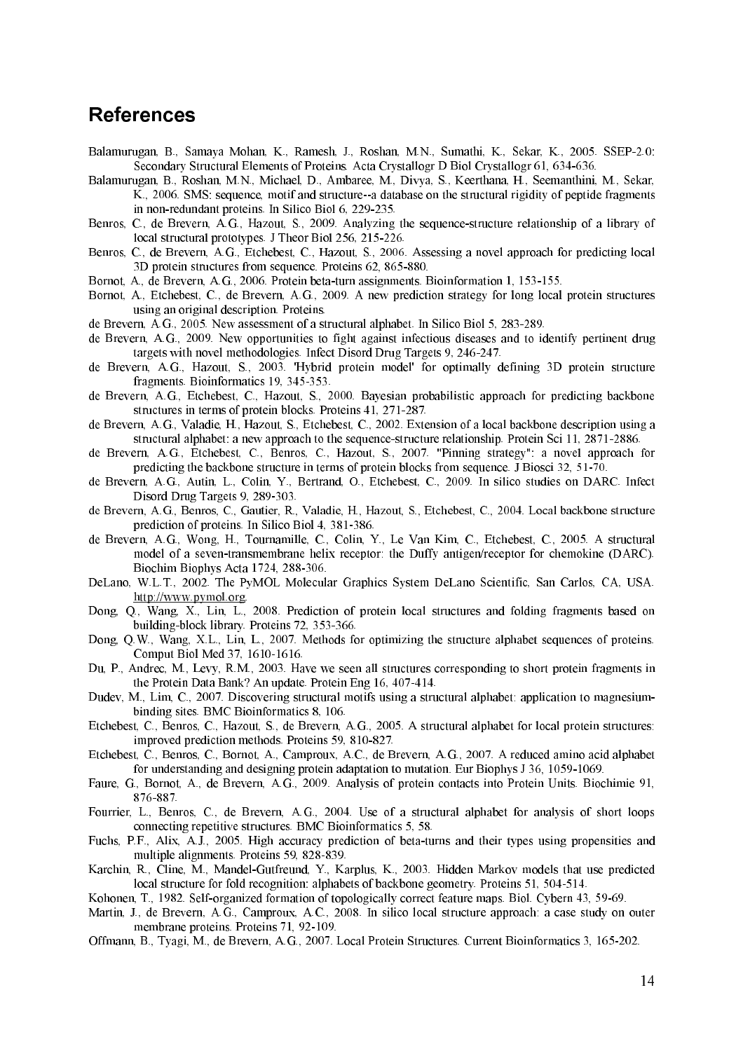## References

Balamurugan, B., Samaya Mohan, K., Ramesh, J., Roshan, M.N., Sumathi, K., Sekar, K., 2005. SSEP-2.0: Secondary Structural Elements of Proteins. Acta Crystallogr D Biol Crystallogr 61, 634-636.

Balamurugan, B., Roshan, M.N., Michael, D., Ambaree, M., Divya, S., Keerthana, H., Seemanthini, M., Sekar, K., 2006. SMS: sequence, motif and structure--a database on the structural rigidity of peptide fragments in non-redundant proteins. In Silico Biol 6, 229-235.

Benros, C., de Brevern, A.G., Hazout, S., 2009. Analyzing the sequence-structure relationship of a library of local structural prototypes. J Theor Biol 256, 215-226.

Benros, C., de Brevern, A.G., Etchebest, C., Hazout, S., 2006. Assessing a novel approach for predicting local 3D protein structures from sequence. Proteins 62, 865-880.

Bornot, A., de Brevern, A.G., 2006. Protein beta-turn assignments. Bioinformation 1, 153-155.

Bornot, A., Etchebest, C., de Brevern, A.G., 2009. A new prediction strategy for long local protein structures using an original description. Proteins.

de Brevern, A.G., 2005. New assessment of a structural alphabet. In Silico Biol 5, 283-289.

de Brevern, A.G., 2009. New opportunities to fight against infectious diseases and to identify pertinent drug targets with novel methodologies. Infect Disord Drug Targets 9, 246-247.

de Brevern, A.G., Hazout, S., 2003. 'Hybrid protein model' for optimally defining 3D protein structure fragments. Bioinformatics 19, 345-353.

de Brevern, A.G., Etchebest, C., Hazout, S., 2000. Bayesian probabilistic approach for predicting backbone structures in terms of protein blocks. Proteins 41, 271-287.

de Brevern, A.G., Valadie, H., Hazout, S., Etchebest, C., 2002. Extension of a local backbone description using a structural alphabet: a new approach to the sequence-structure relationship. Protein Sci 11, 2871-2886.

de Brevern, A.G., Etchebest, C., Benros, C., Hazout, S., 2007. "Pinning strategy": a novel approach for predicting the backbone structure in terms of protein blocks from sequence. J Biosci 32, 51-70.

de Brevern, A.G., Autin, L., Colin, Y., Bertrand, O., Etchebest, C., 2009. In silico studies on DARC. Infect Disord Drug Targets 9, 289-303.

de Brevern, A.G., Benros, C., Gautier, R., Valadie, H., Hazout, S., Etchebest, C., 2004. Local backbone structure prediction of proteins. In Silico Biol 4, 381-386.

de Brevern, A.G., Wong, H., Tournamille, C., Colin, Y., Le Van Kim, C., Etchebest, C., 2005. A structural model of a seven-transmembrane helix receptor: the Duffy antigen/receptor for chemokine (DARC). Biochim Biophys Acta 1724, 288-306.

DeLano, W.L.T., 2002. The PyMOL Molecular Graphics System DeLano Scientific, San Carlos, CA, USA. http://www.pymol.org.

Dong, Q., Wang, X., Lin, L., 2008. Prediction of protein local structures and folding fragments based on building-block library. Proteins 72, 353-366.

Dong, Q.W., Wang, X.L., Lin, L., 2007. Methods for optimizing the structure alphabet sequences of proteins. Comput Biol Med 37, 1610-1616.

Du, P., Andrec, M., Levy, R.M., 2003. Have we seen all structures corresponding to short protein fragments in the Protein Data Bank? An update. Protein Eng 16, 407-414.

Dudev, M., Lim, C., 2007. Discovering structural motifs using a structural alphabet: application to magnesium-binding sites. BMC Bioinformatics 8, 106.

Etchebest, C., Benros, C., Hazout, S., de Brevern, A.G., 2005. A structural alphabet for local protein structures: improved prediction methods. Proteins 59, 810-827.

Etchebest, C., Benros, C., Bornot, A., Camproux, A.C., de Brevern, A.G., 2007. A reduced amino acid alphabet for understanding and designing protein adaptation to mutation. Eur Biophys J 36, 1059-1069.

Faure, G., Bornot, A., de Brevern, A.G., 2009. Analysis of protein contacts into Protein Units. Biochimie 91, 876-887.

Fourrier, L., Benros, C., de Brevern, A.G., 2004. Use of a structural alphabet for analysis of short loops connecting repetitive structures. BMC Bioinformatics 5, 58.

Fuchs, P.F., Alix, A.J., 2005. High accuracy prediction of beta-turns and their types using propensities and multiple alignments. Proteins 59, 828-839.

Karchin, R., Cline, M., Mandel-Gutfreund, Y., Karplus, K., 2003. Hidden Markov models that use predicted local structure for fold recognition: alphabets of backbone geometry. Proteins 51, 504-514.

Kohonen, T., 1982. Self-organized formation of topologically correct feature maps. Biol. Cybern 43, 59-69.

Martin, J., de Brevern, A.G., Camproux, A.C., 2008. In silico local structure approach: a case study on outer membrane proteins. Proteins 71, 92-109.

Offmann, B., Tyagi, M., de Brevern, A.G., 2007. Local Protein Structures. Current Bioinformatics 3, 165-202.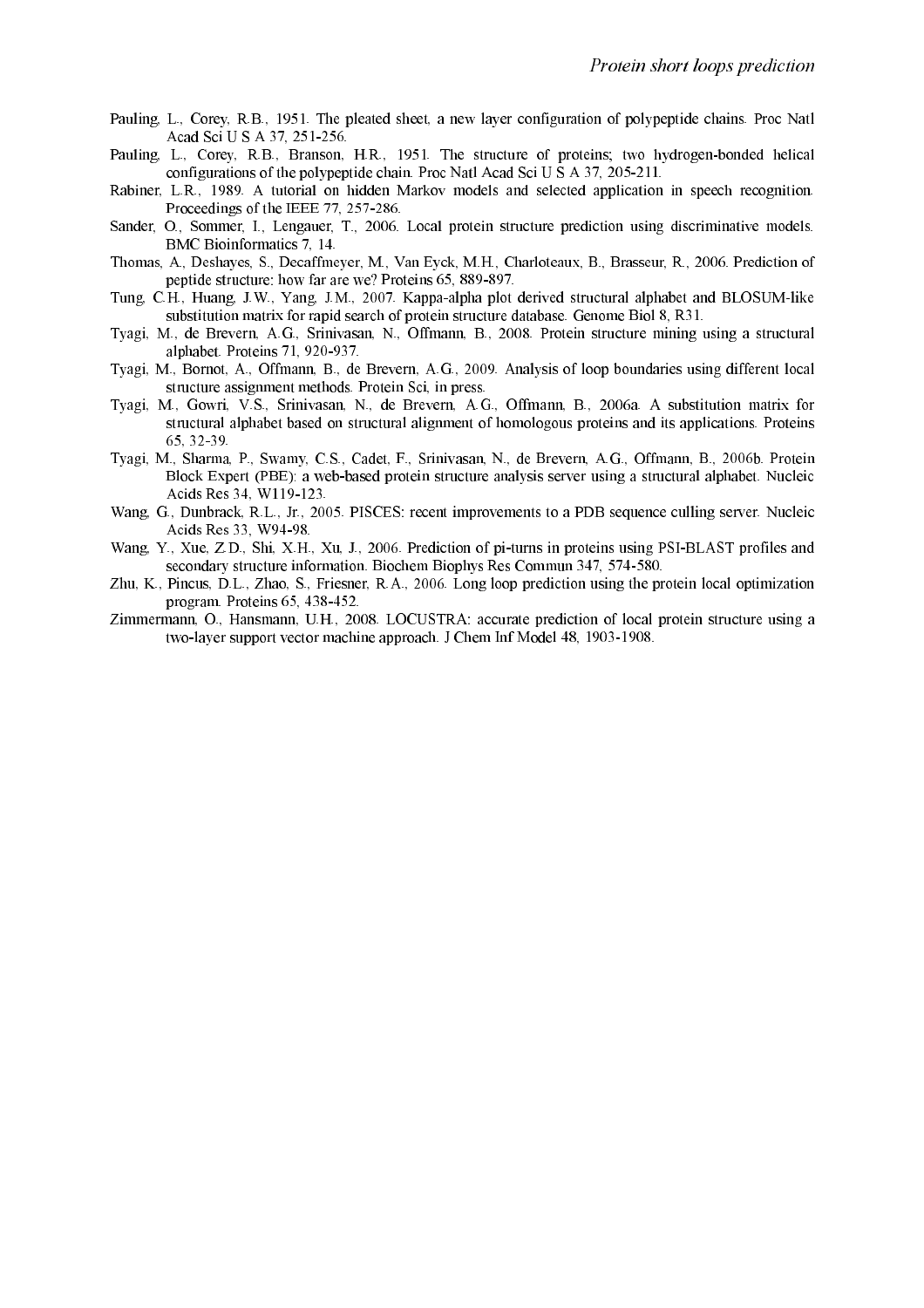Pauling, L., Corey, R.B., 1951. The pleated sheet, a new layer configuration of polypeptide chains. Proc Natl Acad Sci U S A 37, 251-256.

Pauling, L., Corey, R.B., Branson, H.R., 1951. The structure of proteins; two hydrogen-bonded helical configurations of the polypeptide chain. Proc Natl Acad Sci U S A 37, 205-211.

Rabiner, L.R., 1989. A tutorial on hidden Markov models and selected application in speech recognition. Proceedings of the IEEE 77, 257-286.

Sander, O., Sommer, I., Lengauer, T., 2006. Local protein structure prediction using discriminative models. BMC Bioinformatics 7, 14.

Thomas, A., Deshayes, S., Decaffmeyer, M., Van Eyck, M.H., Charloteaux, B., Brasseur, R., 2006. Prediction of peptide structure: how far are we? Proteins 65, 889-897.

Tung, C.H., Huang, J.W., Yang, J.M., 2007. Kappa-alpha plot derived structural alphabet and BLOSUM-like substitution matrix for rapid search of protein structure database. Genome Biol 8, R31.

Tyagi, M., de Brevern, A.G., Srinivasan, N., Offmann, B., 2008. Protein structure mining using a structural alphabet. Proteins 71, 920-937.

Tyagi, M., Bornot, A., Offmann, B., de Brevern, A.G., 2009. Analysis of loop boundaries using different local structure assignment methods. Protein Sci, in press.

Tyagi, M., Gowri, V.S., Srinivasan, N., de Brevern, A.G., Offmann, B., 2006a. A substitution matrix for structural alphabet based on structural alignment of homologous proteins and its applications. Proteins 65, 32-39.

Tyagi, M., Sharma, P., Swamy, C.S., Cadet, F., Srinivasan, N., de Brevern, A.G., Offmann, B., 2006b. Protein Block Expert (PBE): a web-based protein structure analysis server using a structural alphabet. Nucleic Acids Res 34, W119-123.

Wang, G., Dunbrack, R.L., Jr., 2005. PISCES: recent improvements to a PDB sequence culling server. Nucleic Acids Res 33, W94-98.

Wang, Y., Xue, Z.D., Shi, X.H., Xu, J., 2006. Prediction of pi-turns in proteins using PSI-BLAST profiles and secondary structure information. Biochem Biophys Res Commun 347, 574-580.

Zhu, K., Pincus, D.L., Zhao, S., Friesner, R.A., 2006. Long loop prediction using the protein local optimization program. Proteins 65, 438-452.

Zimmermann, O., Hansmann, U.H., 2008. LOCUSTRA: accurate prediction of local protein structure using a two-layer support vector machine approach. J Chem Inf Model 48, 1903-1908.